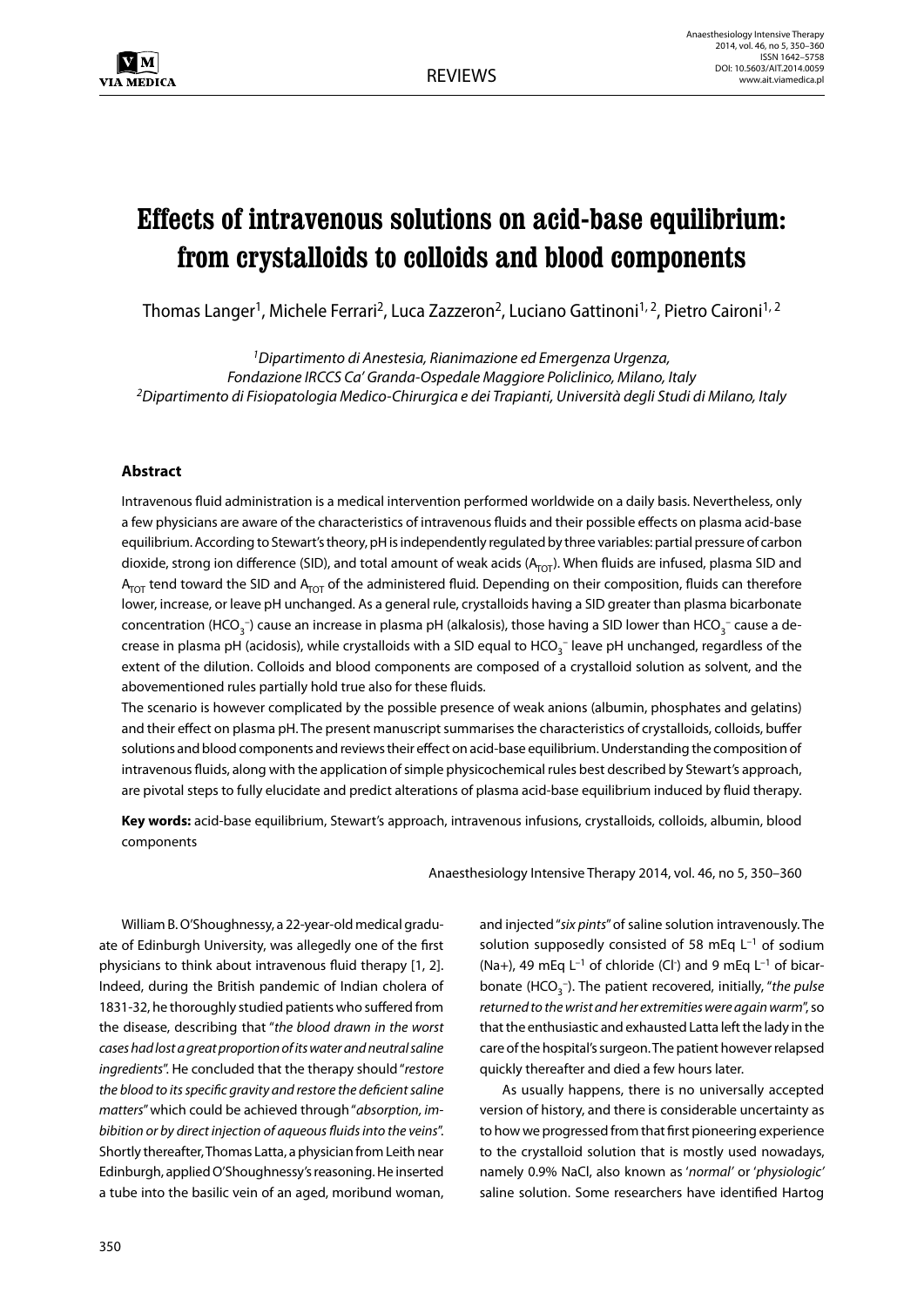REVIEWS

# Effects of intravenous solutions on acid-base equilibrium: from crystalloids to colloids and blood components

Thomas Langer[1], Michele Ferrari[2], Luca Zazzeron[2], Luciano Gattinoni[1, 2], Pietro Caironi[1, 2]

[1]*Dipartimento di Anestesia, Rianimazione ed Emergenza Urgenza, Fondazione IRCCS Ca' Granda-Ospedale Maggiore Policlinico, Milano, Italy*
[2]*Dipartimento di Fisiopatologia Medico-Chirurgica e dei Trapianti, Università degli Studi di Milano, Italy*

### Abstract

Intravenous fluid administration is a medical intervention performed worldwide on a daily basis. Nevertheless, only a few physicians are aware of the characteristics of intravenous fluids and their possible effects on plasma acid-base equilibrium. According to Stewart's theory, pH is independently regulated by three variables: partial pressure of carbon dioxide, strong ion difference (SID), and total amount of weak acids ($A_{TOT}$). When fluids are infused, plasma SID and $A_{TOT}$ tend toward the SID and $A_{TOT}$ of the administered fluid. Depending on their composition, fluids can therefore lower, increase, or leave pH unchanged. As a general rule, crystalloids having a SID greater than plasma bicarbonate concentration ($HCO_3^-$) cause an increase in plasma pH (alkalosis), those having a SID lower than $HCO_3^-$ cause a decrease in plasma pH (acidosis), while crystalloids with a SID equal to $HCO_3^-$ leave pH unchanged, regardless of the extent of the dilution. Colloids and blood components are composed of a crystalloid solution as solvent, and the abovementioned rules partially hold true also for these fluids.

The scenario is however complicated by the possible presence of weak anions (albumin, phosphates and gelatins) and their effect on plasma pH. The present manuscript summarises the characteristics of crystalloids, colloids, buffer solutions and blood components and reviews their effect on acid-base equilibrium. Understanding the composition of intravenous fluids, along with the application of simple physicochemical rules best described by Stewart's approach, are pivotal steps to fully elucidate and predict alterations of plasma acid-base equilibrium induced by fluid therapy.

**Key words:** acid-base equilibrium, Stewart's approach, intravenous infusions, crystalloids, colloids, albumin, blood components

Anaesthesiology Intensive Therapy 2014, vol. 46, no 5, 350–360

William B. O'Shoughnessy, a 22-year-old medical graduate of Edinburgh University, was allegedly one of the first physicians to think about intravenous fluid therapy [1, 2]. Indeed, during the British pandemic of Indian cholera of 1831-32, he thoroughly studied patients who suffered from the disease, describing that "*the blood drawn in the worst cases had lost a great proportion of its water and neutral saline ingredients*". He concluded that the therapy should "*restore the blood to its specific gravity and restore the deficient saline matters*" which could be achieved through "*absorption, imbibition or by direct injection of aqueous fluids into the veins*". Shortly thereafter, Thomas Latta, a physician from Leith near Edinburgh, applied O'Shoughnessy's reasoning. He inserted a tube into the basilic vein of an aged, moribund woman, and injected "*six pints*" of saline solution intravenously. The solution supposedly consisted of 58 mEq $L^{-1}$ of sodium (Na+), 49 mEq $L^{-1}$ of chloride ($Cl^-$) and 9 mEq $L^{-1}$ of bicarbonate ($HCO_3^-$). The patient recovered, initially, "*the pulse returned to the wrist and her extremities were again warm*", so that the enthusiastic and exhausted Latta left the lady in the care of the hospital's surgeon. The patient however relapsed quickly thereafter and died a few hours later.

As usually happens, there is no universally accepted version of history, and there is considerable uncertainty as to how we progressed from that first pioneering experience to the crystalloid solution that is mostly used nowadays, namely 0.9% NaCl, also known as '*normal*' or '*physiologic*' saline solution. Some researchers have identified Hartog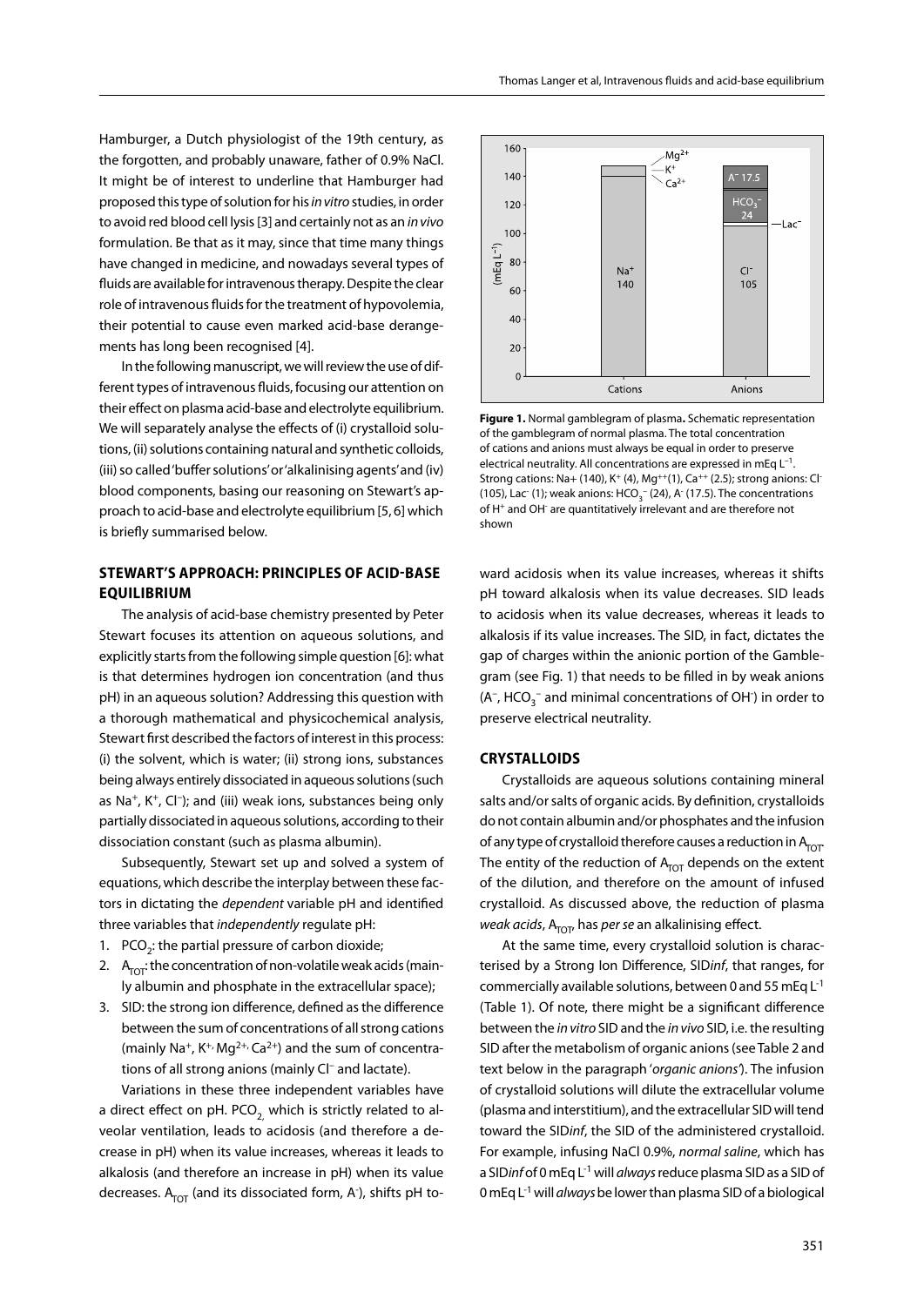Hamburger, a Dutch physiologist of the 19th century, as the forgotten, and probably unaware, father of 0.9% NaCl. It might be of interest to underline that Hamburger had proposed this type of solution for his *in vitro* studies, in order to avoid red blood cell lysis [3] and certainly not as an *in vivo* formulation. Be that as it may, since that time many things have changed in medicine, and nowadays several types of fluids are available for intravenous therapy. Despite the clear role of intravenous fluids for the treatment of hypovolemia, their potential to cause even marked acid-base derangements has long been recognised [4].

In the following manuscript, we will review the use of different types of intravenous fluids, focusing our attention on their effect on plasma acid-base and electrolyte equilibrium. We will separately analyse the effects of (i) crystalloid solutions, (ii) solutions containing natural and synthetic colloids, (iii) so called 'buffer solutions' or 'alkalinising agents' and (iv) blood components, basing our reasoning on Stewart's approach to acid-base and electrolyte equilibrium [5, 6] which is briefly summarised below.

## STEWART'S APPROACH: PRINCIPLES OF ACID-BASE EQUILIBRIUM

The analysis of acid-base chemistry presented by Peter Stewart focuses its attention on aqueous solutions, and explicitly starts from the following simple question [6]: what is that determines hydrogen ion concentration (and thus pH) in an aqueous solution? Addressing this question with a thorough mathematical and physicochemical analysis, Stewart first described the factors of interest in this process: (i) the solvent, which is water; (ii) strong ions, substances being always entirely dissociated in aqueous solutions (such as $Na^+$, $K^+$, $Cl^-$); and (iii) weak ions, substances being only partially dissociated in aqueous solutions, according to their dissociation constant (such as plasma albumin).

Subsequently, Stewart set up and solved a system of equations, which describe the interplay between these factors in dictating the *dependent* variable pH and identified three variables that *independently* regulate pH:

1. $PCO_2$: the partial pressure of carbon dioxide;
2. $A_{TOT}$: the concentration of non-volatile weak acids (mainly albumin and phosphate in the extracellular space);
3. SID: the strong ion difference, defined as the difference between the sum of concentrations of all strong cations (mainly $Na^+$, $K^+$, $Mg^{2+}$, $Ca^{2+}$) and the sum of concentrations of all strong anions (mainly $Cl^-$ and lactate).

Variations in these three independent variables have a direct effect on pH. $PCO_2$, which is strictly related to alveolar ventilation, leads to acidosis (and therefore a decrease in pH) when its value increases, whereas it leads to alkalosis (and therefore an increase in pH) when its value decreases. $A_{TOT}$ (and its dissociated form, $A^-$), shifts pH toward acidosis when its value increases, whereas it shifts pH toward alkalosis when its value decreases. SID leads to acidosis when its value decreases, whereas it leads to alkalosis if its value increases. The SID, in fact, dictates the gap of charges within the anionic portion of the Gamblegram (see Fig. 1) that needs to be filled in by weak anions ($A^-$, $HCO_3^-$ and minimal concentrations of $OH^-$) in order to preserve electrical neutrality.

**Figure 1.** Normal gamblegram of plasma**.** Schematic representation of the gamblegram of normal plasma. The total concentration of cations and anions must always be equal in order to preserve electrical neutrality. All concentrations are expressed in mEq $L^{-1}$. Strong cations: Na+ (140), $K^+$ (4), $Mg^{++}$(1), $Ca^{++}$ (2.5); strong anions: $Cl^-$ (105), $Lac^-$ (1); weak anions: $HCO_3^-$ (24), $A^-$ (17.5). The concentrations of $H^+$ and $OH^-$ are quantitatively irrelevant and are therefore not shown

## CRYSTALLOIDS

Crystalloids are aqueous solutions containing mineral salts and/or salts of organic acids. By definition, crystalloids do not contain albumin and/or phosphates and the infusion of any type of crystalloid therefore causes a reduction in $A_{TOT}$. The entity of the reduction of $A_{TOT}$ depends on the extent of the dilution, and therefore on the amount of infused crystalloid. As discussed above, the reduction of plasma *weak acids*, $A_{TOT}$, has *per se* an alkalinising effect.

At the same time, every crystalloid solution is characterised by a Strong Ion Difference, SID*inf*, that ranges, for commercially available solutions, between 0 and 55 mEq $L^{-1}$ (Table 1). Of note, there might be a significant difference between the *in vitro* SID and the *in vivo* SID, i.e. the resulting SID after the metabolism of organic anions (see Table 2 and text below in the paragraph '*organic anions*'). The infusion of crystalloid solutions will dilute the extracellular volume (plasma and interstitium), and the extracellular SID will tend toward the SID*inf*, the SID of the administered crystalloid. For example, infusing NaCl 0.9%, *normal saline*, which has a SID*inf* of 0 mEq $L^{-1}$ will *always* reduce plasma SID as a SID of 0 mEq $L^{-1}$ will *always* be lower than plasma SID of a biological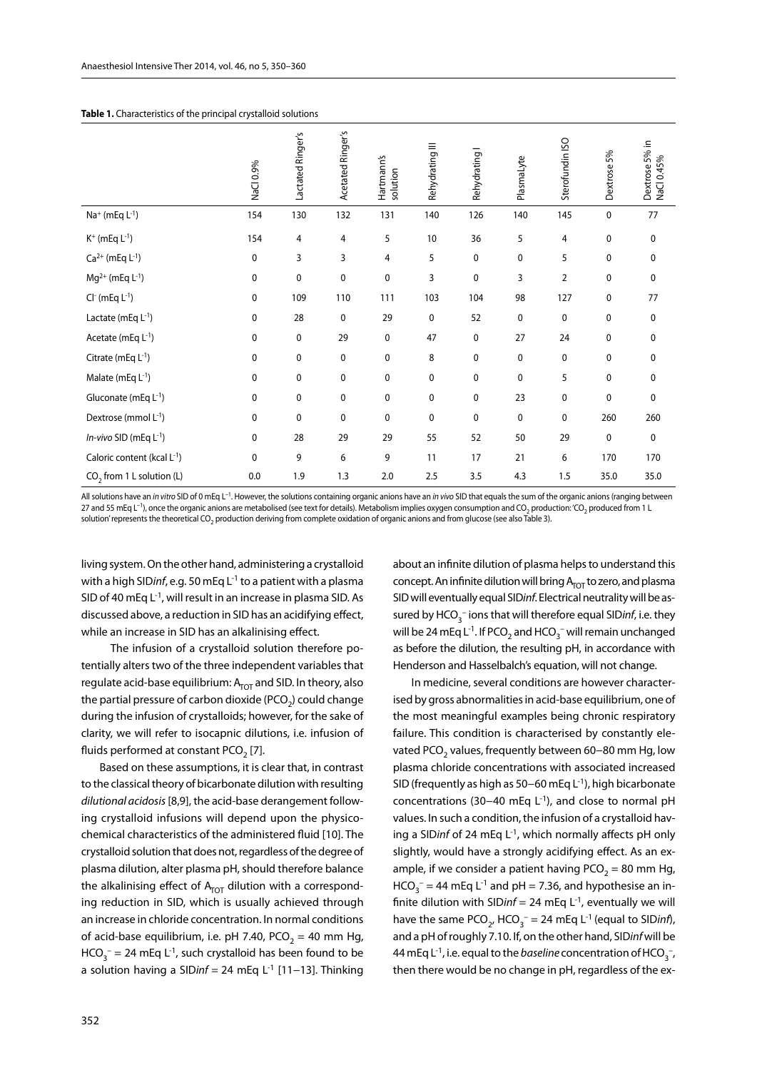**Table 1.** Characteristics of the principal crystalloid solutions

| | NaCl 0.9% | Lactated Ringer's | Acetated Ringer's | Hartmann's solution | Rehydrating III | Rehydrating I | PlasmaLyte | Sterofundin ISO | Dextrose 5% | Dextrose 5% in NaCl 0.45% |
|---|---|---|---|---|---|---|---|---|---|---|
| $Na^+$ (mEq $L^{-1}$) | 154 | 130 | 132 | 131 | 140 | 126 | 140 | 145 | 0 | 77 |
| $K^+$ (mEq $L^{-1}$) | 154 | 4 | 4 | 5 | 10 | 36 | 5 | 4 | 0 | 0 |
| $Ca^{2+}$ (mEq $L^{-1}$) | 0 | 3 | 3 | 4 | 5 | 0 | 0 | 5 | 0 | 0 |
| $Mg^{2+}$ (mEq $L^{-1}$) | 0 | 0 | 0 | 0 | 3 | 0 | 3 | 2 | 0 | 0 |
| $Cl^-$ (mEq $L^{-1}$) | 0 | 109 | 110 | 111 | 103 | 104 | 98 | 127 | 0 | 77 |
| Lactate (mEq $L^{-1}$) | 0 | 28 | 0 | 29 | 0 | 52 | 0 | 0 | 0 | 0 |
| Acetate (mEq $L^{-1}$) | 0 | 0 | 29 | 0 | 47 | 0 | 27 | 24 | 0 | 0 |
| Citrate (mEq $L^{-1}$) | 0 | 0 | 0 | 0 | 8 | 0 | 0 | 0 | 0 | 0 |
| Malate (mEq $L^{-1}$) | 0 | 0 | 0 | 0 | 0 | 0 | 0 | 5 | 0 | 0 |
| Gluconate (mEq $L^{-1}$) | 0 | 0 | 0 | 0 | 0 | 0 | 23 | 0 | 0 | 0 |
| Dextrose (mmol $L^{-1}$) | 0 | 0 | 0 | 0 | 0 | 0 | 0 | 0 | 260 | 260 |
| *In-vivo* SID (mEq $L^{-1}$) | 0 | 28 | 29 | 29 | 55 | 52 | 50 | 29 | 0 | 0 |
| Caloric content (kcal $L^{-1}$) | 0 | 9 | 6 | 9 | 11 | 17 | 21 | 6 | 170 | 170 |
| $CO_2$ from 1 L solution (L) | 0.0 | 1.9 | 1.3 | 2.0 | 2.5 | 3.5 | 4.3 | 1.5 | 35.0 | 35.0 |

All solutions have an *in vitro* SID of 0 mEq $L^{-1}$. However, the solutions containing organic anions have an *in vivo* SID that equals the sum of the organic anions (ranging between 27 and 55 mEq $L^{-1}$), once the organic anions are metabolised (see text for details). Metabolism implies oxygen consumption and $CO_2$ production: '$CO_2$ produced from 1 L solution' represents the theoretical $CO_2$ production deriving from complete oxidation of organic anions and from glucose (see also Table 3).

living system. On the other hand, administering a crystalloid with a high SID*inf*, e.g. 50 mEq $L^{-1}$ to a patient with a plasma SID of 40 mEq $L^{-1}$, will result in an increase in plasma SID. As discussed above, a reduction in SID has an acidifying effect, while an increase in SID has an alkalinising effect.

The infusion of a crystalloid solution therefore potentially alters two of the three independent variables that regulate acid-base equilibrium: $A_{TOT}$ and SID. In theory, also the partial pressure of carbon dioxide ($PCO_2$) could change during the infusion of crystalloids; however, for the sake of clarity, we will refer to isocapnic dilutions, i.e. infusion of fluids performed at constant $PCO_2$ [7].

Based on these assumptions, it is clear that, in contrast to the classical theory of bicarbonate dilution with resulting *dilutional acidosis* [8,9], the acid-base derangement following crystalloid infusions will depend upon the physicochemical characteristics of the administered fluid [10]. The crystalloid solution that does not, regardless of the degree of plasma dilution, alter plasma pH, should therefore balance the alkalinising effect of $A_{TOT}$ dilution with a corresponding reduction in SID, which is usually achieved through an increase in chloride concentration. In normal conditions of acid-base equilibrium, i.e. pH 7.40, $PCO_2$ = 40 mm Hg, $HCO_3^-$ = 24 mEq $L^{-1}$, such crystalloid has been found to be a solution having a SID*inf* = 24 mEq $L^{-1}$ [11–13]. Thinking about an infinite dilution of plasma helps to understand this concept. An infinite dilution will bring $A_{TOT}$ to zero, and plasma SID will eventually equal SID*inf*. Electrical neutrality will be assured by $HCO_3^-$ ions that will therefore equal SID*inf*, i.e. they will be 24 mEq $L^{-1}$. If $PCO_2$ and $HCO_3^-$ will remain unchanged as before the dilution, the resulting pH, in accordance with Henderson and Hasselbalch's equation, will not change.

In medicine, several conditions are however characterised by gross abnormalities in acid-base equilibrium, one of the most meaningful examples being chronic respiratory failure. This condition is characterised by constantly elevated $PCO_2$ values, frequently between 60–80 mm Hg, low plasma chloride concentrations with associated increased SID (frequently as high as 50–60 mEq $L^{-1}$), high bicarbonate concentrations (30–40 mEq $L^{-1}$), and close to normal pH values. In such a condition, the infusion of a crystalloid having a SID*inf* of 24 mEq $L^{-1}$, which normally affects pH only slightly, would have a strongly acidifying effect. As an example, if we consider a patient having $PCO_2$ = 80 mm Hg, $HCO_3^-$ = 44 mEq $L^{-1}$ and pH = 7.36, and hypothesise an infinite dilution with SID*inf* = 24 mEq $L^{-1}$, eventually we will have the same $PCO_2$, $HCO_3^-$ = 24 mEq $L^{-1}$ (equal to SID*inf*), and a pH of roughly 7.10. If, on the other hand, SID*inf* will be 44 mEq $L^{-1}$, i.e. equal to the *baseline* concentration of $HCO_3^-$, then there would be no change in pH, regardless of the ex-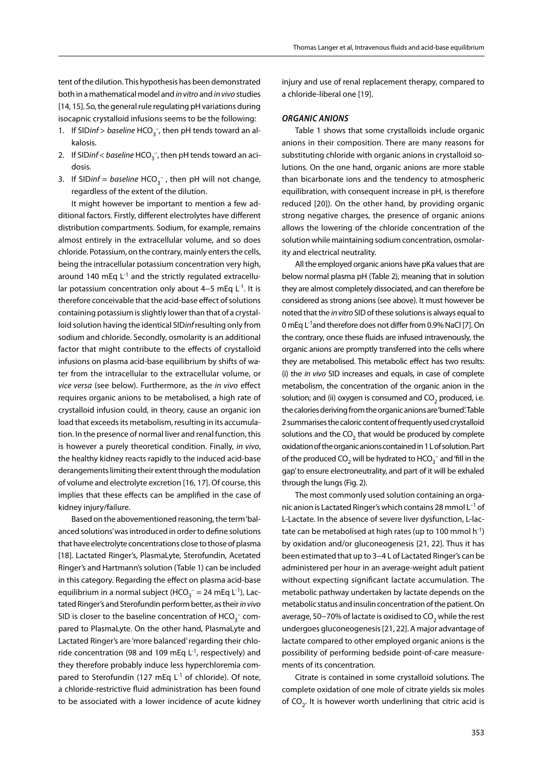tent of the dilution. This hypothesis has been demonstrated both in a mathematical model and *in vitro* and *in vivo* studies [14, 15]. So, the general rule regulating pH variations during isocapnic crystalloid infusions seems to be the following:

1. If SID*inf* > *baseline* $HCO_3^-$, then pH tends toward an alkalosis.
2. If SID*inf* < *baseline* $HCO_3^-$, then pH tends toward an acidosis.
3. If SID*inf* = *baseline* $HCO_3^-$, then pH will not change, regardless of the extent of the dilution.

It might however be important to mention a few additional factors. Firstly, different electrolytes have different distribution compartments. Sodium, for example, remains almost entirely in the extracellular volume, and so does chloride. Potassium, on the contrary, mainly enters the cells, being the intracellular potassium concentration very high, around 140 mEq $L^{-1}$ and the strictly regulated extracellular potassium concentration only about 4–5 mEq $L^{-1}$. It is therefore conceivable that the acid-base effect of solutions containing potassium is slightly lower than that of a crystalloid solution having the identical SID*inf* resulting only from sodium and chloride. Secondly, osmolarity is an additional factor that might contribute to the effects of crystalloid infusions on plasma acid-base equilibrium by shifts of water from the intracellular to the extracellular volume, or *vice versa* (see below). Furthermore, as the *in vivo* effect requires organic anions to be metabolised, a high rate of crystalloid infusion could, in theory, cause an organic ion load that exceeds its metabolism, resulting in its accumulation. In the presence of normal liver and renal function, this is however a purely theoretical condition. Finally, *in vivo*, the healthy kidney reacts rapidly to the induced acid-base derangements limiting their extent through the modulation of volume and electrolyte excretion [16, 17]. Of course, this implies that these effects can be amplified in the case of kidney injury/failure.

Based on the abovementioned reasoning, the term 'balanced solutions' was introduced in order to define solutions that have electrolyte concentrations close to those of plasma [18]. Lactated Ringer's, PlasmaLyte, Sterofundin, Acetated Ringer's and Hartmann's solution (Table 1) can be included in this category. Regarding the effect on plasma acid-base equilibrium in a normal subject ($HCO_3^-$ = 24 mEq $L^{-1}$), Lactated Ringer's and Sterofundin perform better, as their *in vivo* SID is closer to the baseline concentration of $HCO_3^-$ compared to PlasmaLyte. On the other hand, PlasmaLyte and Lactated Ringer's are 'more balanced' regarding their chloride concentration (98 and 109 mEq $L^{-1}$, respectively) and they therefore probably induce less hyperchloremia compared to Sterofundin (127 mEq $L^{-1}$ of chloride). Of note, a chloride-restrictive fluid administration has been found to be associated with a lower incidence of acute kidney injury and use of renal replacement therapy, compared to a chloride-liberal one [19].

### *ORGANIC ANIONS*

Table 1 shows that some crystalloids include organic anions in their composition. There are many reasons for substituting chloride with organic anions in crystalloid solutions. On the one hand, organic anions are more stable than bicarbonate ions and the tendency to atmospheric equilibration, with consequent increase in pH, is therefore reduced [20]). On the other hand, by providing organic strong negative charges, the presence of organic anions allows the lowering of the chloride concentration of the solution while maintaining sodium concentration, osmolarity and electrical neutrality.

All the employed organic anions have pKa values that are below normal plasma pH (Table 2), meaning that in solution they are almost completely dissociated, and can therefore be considered as strong anions (see above). It must however be noted that the *in vitro* SID of these solutions is always equal to 0 mEq $L^{-1}$ and therefore does not differ from 0.9% NaCl [7]. On the contrary, once these fluids are infused intravenously, the organic anions are promptly transferred into the cells where they are metabolised. This metabolic effect has two results: (i) the *in vivo* SID increases and equals, in case of complete metabolism, the concentration of the organic anion in the solution; and (ii) oxygen is consumed and $CO_2$ produced, i.e. the calories deriving from the organic anions are 'burned'. Table 2 summarises the caloric content of frequently used crystalloid solutions and the $CO_2$ that would be produced by complete oxidation of the organic anions contained in 1 L of solution. Part of the produced $CO_2$ will be hydrated to $HCO_3^-$ and 'fill in the gap' to ensure electroneutrality, and part of it will be exhaled through the lungs (Fig. 2).

The most commonly used solution containing an organic anion is Lactated Ringer's which contains 28 mmol $L^{-1}$ of L-Lactate. In the absence of severe liver dysfunction, L-lactate can be metabolised at high rates (up to 100 mmol $h^{-1}$) by oxidation and/or gluconeogenesis [21, 22]. Thus it has been estimated that up to 3–4 L of Lactated Ringer's can be administered per hour in an average-weight adult patient without expecting significant lactate accumulation. The metabolic pathway undertaken by lactate depends on the metabolic status and insulin concentration of the patient. On average, 50–70% of lactate is oxidised to $CO_2$ while the rest undergoes gluconeogenesis [21, 22]. A major advantage of lactate compared to other employed organic anions is the possibility of performing bedside point-of-care measurements of its concentration.

Citrate is contained in some crystalloid solutions. The complete oxidation of one mole of citrate yields six moles of $CO_2$. It is however worth underlining that citric acid is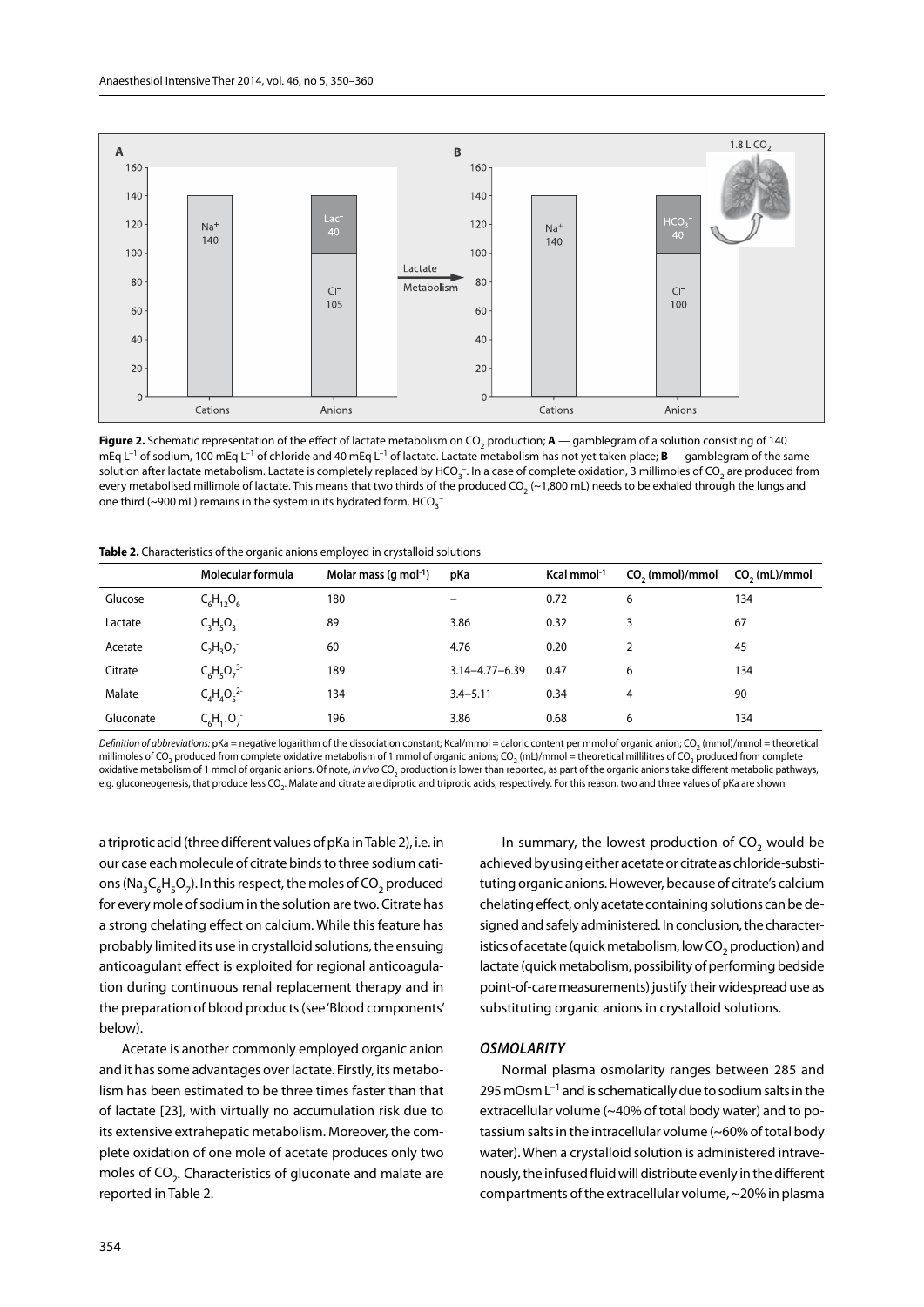**Figure 2.** Schematic representation of the effect of lactate metabolism on $CO_2$ production; **A** — gamblegram of a solution consisting of 140 mEq $L^{-1}$ of sodium, 100 mEq $L^{-1}$ of chloride and 40 mEq $L^{-1}$ of lactate. Lactate metabolism has not yet taken place; **B** — gamblegram of the same solution after lactate metabolism. Lactate is completely replaced by $HCO_3^-$. In a case of complete oxidation, 3 millimoles of $CO_2$ are produced from every metabolised millimole of lactate. This means that two thirds of the produced $CO_2$ (~1,800 mL) needs to be exhaled through the lungs and one third (~900 mL) remains in the system in its hydrated form, $HCO_3^-$

**Table 2.** Characteristics of the organic anions employed in crystalloid solutions

| | Molecular formula | Molar mass (g $mol^{-1}$) | pKa | Kcal $mmol^{-1}$ | $CO_2$ (mmol)/mmol | $CO_2$ (mL)/mmol |
|---|---|---|---|---|---|---|
| Glucose | $C_6H_{12}O_6$ | 180 | – | 0.72 | 6 | 134 |
| Lactate | $C_3H_5O_3^-$ | 89 | 3.86 | 0.32 | 3 | 67 |
| Acetate | $C_2H_3O_2^-$ | 60 | 4.76 | 0.20 | 2 | 45 |
| Citrate | $C_6H_5O_7^{3-}$ | 189 | 3.14–4.77–6.39 | 0.47 | 6 | 134 |
| Malate | $C_4H_4O_5^{2-}$ | 134 | 3.4–5.11 | 0.34 | 4 | 90 |
| Gluconate | $C_6H_{11}O_7^-$ | 196 | 3.86 | 0.68 | 6 | 134 |

*Definition of abbreviations:* pKa = negative logarithm of the dissociation constant; Kcal/mmol = caloric content per mmol of organic anion; $CO_2$ (mmol)/mmol = theoretical millimoles of $CO_2$ produced from complete oxidative metabolism of 1 mmol of organic anions; $CO_2$ (mL)/mmol = theoretical millilitres of $CO_2$ produced from complete oxidative metabolism of 1 mmol of organic anions. Of note, *in vivo* $CO_2$ production is lower than reported, as part of the organic anions take different metabolic pathways, e.g. gluconeogenesis, that produce less $CO_2$. Malate and citrate are diprotic and triprotic acids, respectively. For this reason, two and three values of pKa are shown

a triprotic acid (three different values of pKa in Table 2), i.e. in our case each molecule of citrate binds to three sodium cations ($Na_3C_6H_5O_7$). In this respect, the moles of $CO_2$ produced for every mole of sodium in the solution are two. Citrate has a strong chelating effect on calcium. While this feature has probably limited its use in crystalloid solutions, the ensuing anticoagulant effect is exploited for regional anticoagulation during continuous renal replacement therapy and in the preparation of blood products (see 'Blood components' below).

Acetate is another commonly employed organic anion and it has some advantages over lactate. Firstly, its metabolism has been estimated to be three times faster than that of lactate [23], with virtually no accumulation risk due to its extensive extrahepatic metabolism. Moreover, the complete oxidation of one mole of acetate produces only two moles of $CO_2$. Characteristics of gluconate and malate are reported in Table 2.

In summary, the lowest production of $CO_2$ would be achieved by using either acetate or citrate as chloride-substituting organic anions. However, because of citrate's calcium chelating effect, only acetate containing solutions can be designed and safely administered. In conclusion, the characteristics of acetate (quick metabolism, low $CO_2$ production) and lactate (quick metabolism, possibility of performing bedside point-of-care measurements) justify their widespread use as substituting organic anions in crystalloid solutions.

### *OSMOLARITY*

Normal plasma osmolarity ranges between 285 and 295 mOsm $L^{-1}$ and is schematically due to sodium salts in the extracellular volume (~40% of total body water) and to potassium salts in the intracellular volume (~60% of total body water). When a crystalloid solution is administered intravenously, the infused fluid will distribute evenly in the different compartments of the extracellular volume, ~20% in plasma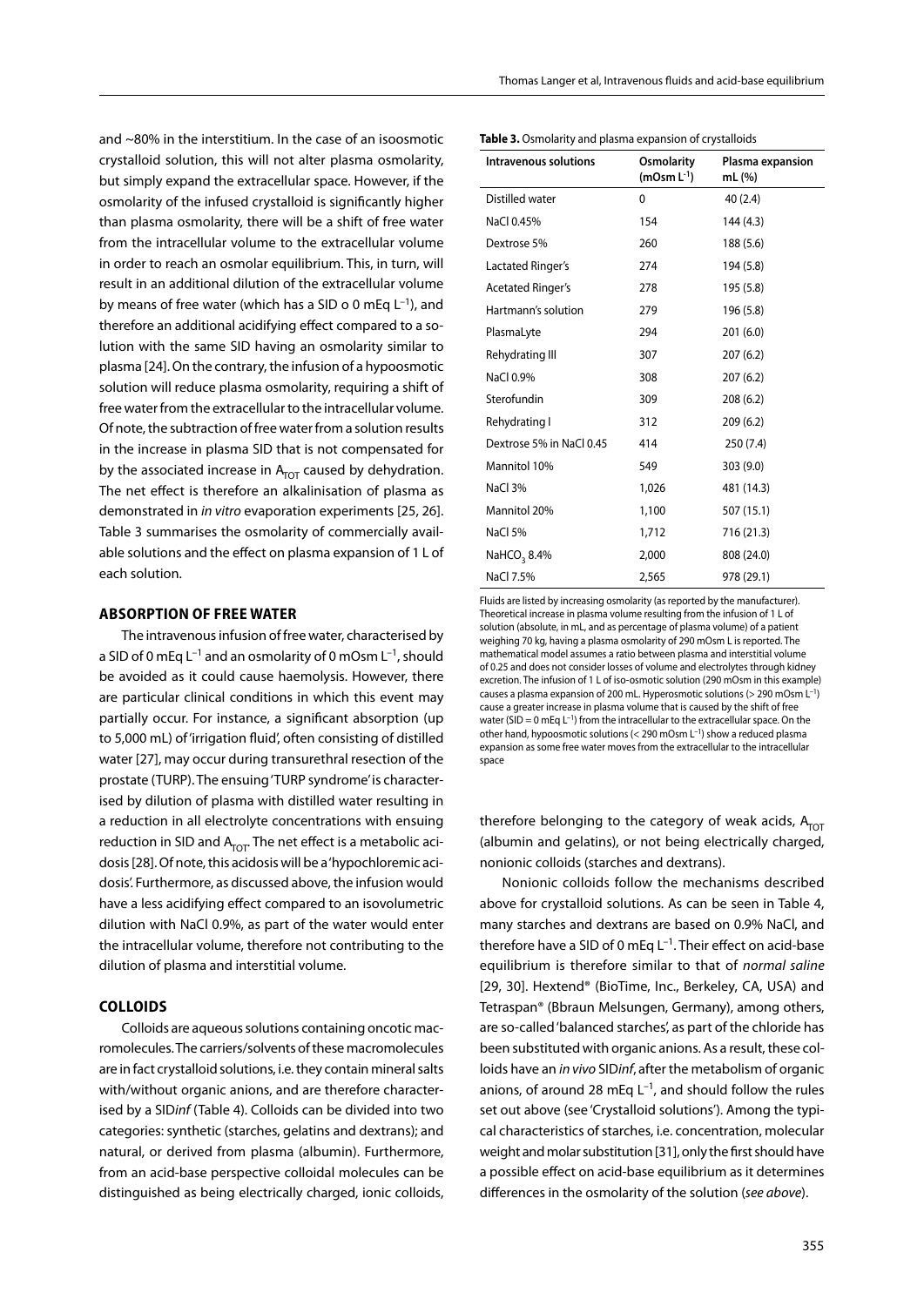and ~80% in the interstitium. In the case of an isoosmotic crystalloid solution, this will not alter plasma osmolarity, but simply expand the extracellular space. However, if the osmolarity of the infused crystalloid is significantly higher than plasma osmolarity, there will be a shift of free water from the intracellular volume to the extracellular volume in order to reach an osmolar equilibrium. This, in turn, will result in an additional dilution of the extracellular volume by means of free water (which has a SID o 0 mEq $L^{-1}$), and therefore an additional acidifying effect compared to a solution with the same SID having an osmolarity similar to plasma [24]. On the contrary, the infusion of a hypoosmotic solution will reduce plasma osmolarity, requiring a shift of free water from the extracellular to the intracellular volume. Of note, the subtraction of free water from a solution results in the increase in plasma SID that is not compensated for by the associated increase in $A_{TOT}$ caused by dehydration. The net effect is therefore an alkalinisation of plasma as demonstrated in *in vitro* evaporation experiments [25, 26]. Table 3 summarises the osmolarity of commercially available solutions and the effect on plasma expansion of 1 L of each solution.

**Table 3.** Osmolarity and plasma expansion of crystalloids

| Intravenous solutions | Osmolarity (mOsm $L^{-1}$) | Plasma expansion mL (%) |
|---|---|---|
| Distilled water | 0 | 40 (2.4) |
| NaCl 0.45% | 154 | 144 (4.3) |
| Dextrose 5% | 260 | 188 (5.6) |
| Lactated Ringer's | 274 | 194 (5.8) |
| Acetated Ringer's | 278 | 195 (5.8) |
| Hartmann's solution | 279 | 196 (5.8) |
| PlasmaLyte | 294 | 201 (6.0) |
| Rehydrating III | 307 | 207 (6.2) |
| NaCl 0.9% | 308 | 207 (6.2) |
| Sterofundin | 309 | 208 (6.2) |
| Rehydrating I | 312 | 209 (6.2) |
| Dextrose 5% in NaCl 0.45 | 414 | 250 (7.4) |
| Mannitol 10% | 549 | 303 (9.0) |
| NaCl 3% | 1,026 | 481 (14.3) |
| Mannitol 20% | 1,100 | 507 (15.1) |
| NaCl 5% | 1,712 | 716 (21.3) |
| $NaHCO_3$ 8.4% | 2,000 | 808 (24.0) |
| NaCl 7.5% | 2,565 | 978 (29.1) |

Fluids are listed by increasing osmolarity (as reported by the manufacturer). Theoretical increase in plasma volume resulting from the infusion of 1 L of solution (absolute, in mL, and as percentage of plasma volume) of a patient weighing 70 kg, having a plasma osmolarity of 290 mOsm L is reported. The mathematical model assumes a ratio between plasma and interstitial volume of 0.25 and does not consider losses of volume and electrolytes through kidney excretion. The infusion of 1 L of iso-osmotic solution (290 mOsm in this example) causes a plasma expansion of 200 mL. Hyperosmotic solutions (> 290 mOsm $L^{-1}$) cause a greater increase in plasma volume that is caused by the shift of free water (SID = 0 mEq $L^{-1}$) from the intracellular to the extracellular space. On the other hand, hypoosmotic solutions (< 290 mOsm $L^{-1}$) show a reduced plasma expansion as some free water moves from the extracellular to the intracellular space

## ABSORPTION OF FREE WATER

The intravenous infusion of free water, characterised by a SID of 0 mEq $L^{-1}$ and an osmolarity of 0 mOsm $L^{-1}$, should be avoided as it could cause haemolysis. However, there are particular clinical conditions in which this event may partially occur. For instance, a significant absorption (up to 5,000 mL) of 'irrigation fluid', often consisting of distilled water [27], may occur during transurethral resection of the prostate (TURP). The ensuing 'TURP syndrome' is characterised by dilution of plasma with distilled water resulting in a reduction in all electrolyte concentrations with ensuing reduction in SID and $A_{TOT}$. The net effect is a metabolic acidosis [28]. Of note, this acidosis will be a 'hypochloremic acidosis'. Furthermore, as discussed above, the infusion would have a less acidifying effect compared to an isovolumetric dilution with NaCl 0.9%, as part of the water would enter the intracellular volume, therefore not contributing to the dilution of plasma and interstitial volume.

## COLLOIDS

Colloids are aqueous solutions containing oncotic macromolecules. The carriers/solvents of these macromolecules are in fact crystalloid solutions, i.e. they contain mineral salts with/without organic anions, and are therefore characterised by a SID*inf* (Table 4). Colloids can be divided into two categories: synthetic (starches, gelatins and dextrans); and natural, or derived from plasma (albumin). Furthermore, from an acid-base perspective colloidal molecules can be distinguished as being electrically charged, ionic colloids, therefore belonging to the category of weak acids, $A_{TOT}$ (albumin and gelatins), or not being electrically charged, nonionic colloids (starches and dextrans).

Nonionic colloids follow the mechanisms described above for crystalloid solutions. As can be seen in Table 4, many starches and dextrans are based on 0.9% NaCl, and therefore have a SID of 0 mEq $L^{-1}$. Their effect on acid-base equilibrium is therefore similar to that of *normal saline* [29, 30]. Hextend® (BioTime, Inc., Berkeley, CA, USA) and Tetraspan® (Bbraun Melsungen, Germany), among others, are so-called 'balanced starches', as part of the chloride has been substituted with organic anions. As a result, these colloids have an *in vivo* SID*inf*, after the metabolism of organic anions, of around 28 mEq $L^{-1}$, and should follow the rules set out above (see 'Crystalloid solutions'). Among the typical characteristics of starches, i.e. concentration, molecular weight and molar substitution [31], only the first should have a possible effect on acid-base equilibrium as it determines differences in the osmolarity of the solution (*see above*).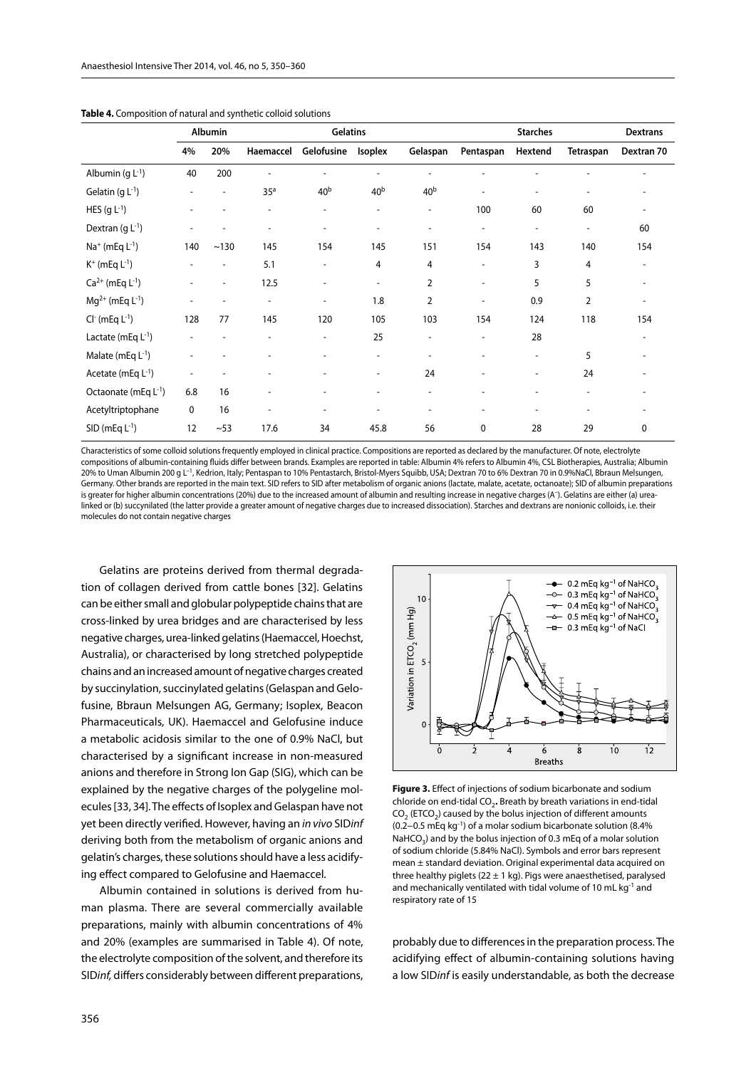**Table 4.** Composition of natural and synthetic colloid solutions

| | Albumin | | Gelatins | | | | Starches | | | Dextrans |
|---|---|---|---|---|---|---|---|---|---|---|
| | 4% | 20% | Haemaccel | Gelofusine | Isoplex | Gelaspan | Pentaspan | Hextend | Tetraspan | Dextran 70 |
| Albumin (g $L^{-1}$) | 40 | 200 | - | - | - | - | - | - | - | - |
| Gelatin (g $L^{-1}$) | - | - | 35[a] | 40[b] | 40[b] | 40[b] | - | - | - | - |
| HES (g $L^{-1}$) | - | - | - | - | - | - | 100 | 60 | 60 | - |
| Dextran (g $L^{-1}$) | - | - | - | - | - | - | - | - | - | 60 |
| $Na^+$ (mEq $L^{-1}$) | 140 | ~130 | 145 | 154 | 145 | 151 | 154 | 143 | 140 | 154 |
| $K^+$ (mEq $L^{-1}$) | - | - | 5.1 | - | 4 | 4 | - | 3 | 4 | - |
| $Ca^{2+}$ (mEq $L^{-1}$) | - | - | 12.5 | - | - | 2 | - | 5 | 5 | - |
| $Mg^{2+}$ (mEq $L^{-1}$) | - | - | - | - | 1.8 | 2 | - | 0.9 | 2 | - |
| $Cl^-$ (mEq $L^{-1}$) | 128 | 77 | 145 | 120 | 105 | 103 | 154 | 124 | 118 | 154 |
| Lactate (mEq $L^{-1}$) | - | - | - | - | 25 | - | - | 28 | | - |
| Malate (mEq $L^{-1}$) | - | - | - | - | - | - | - | - | 5 | - |
| Acetate (mEq $L^{-1}$) | - | - | - | - | - | 24 | - | - | 24 | - |
| Octaonate (mEq $L^{-1}$) | 6.8 | 16 | - | - | - | - | - | - | - | - |
| Acetyltriptophane | 0 | 16 | - | - | - | - | - | - | - | - |
| SID (mEq $L^{-1}$) | 12 | ~53 | 17.6 | 34 | 45.8 | 56 | 0 | 28 | 29 | 0 |

Characteristics of some colloid solutions frequently employed in clinical practice. Compositions are reported as declared by the manufacturer. Of note, electrolyte compositions of albumin-containing fluids differ between brands. Examples are reported in table: Albumin 4% refers to Albumin 4%, CSL Biotherapies, Australia; Albumin 20% to Uman Albumin 200 g $L^{-1}$, Kedrion, Italy; Pentaspan to 10% Pentastarch, Bristol-Myers Squibb, USA; Dextran 70 to 6% Dextran 70 in 0.9%NaCl, Bbraun Melsungen, Germany. Other brands are reported in the main text. SID refers to SID after metabolism of organic anions (lactate, malate, acetate, octanoate); SID of albumin preparations is greater for higher albumin concentrations (20%) due to the increased amount of albumin and resulting increase in negative charges ($A^-$). Gelatins are either (a) urea-linked or (b) succinylated (the latter provide a greater amount of negative charges due to increased dissociation). Starches and dextrans are nonionic colloids, i.e. their molecules do not contain negative charges

Gelatins are proteins derived from thermal degradation of collagen derived from cattle bones [32]. Gelatins can be either small and globular polypeptide chains that are cross-linked by urea bridges and are characterised by less negative charges, urea-linked gelatins (Haemaccel, Hoechst, Australia), or characterised by long stretched polypeptide chains and an increased amount of negative charges created by succinylation, succinylated gelatins (Gelaspan and Gelofusine, Bbraun Melsungen AG, Germany; Isoplex, Beacon Pharmaceuticals, UK). Haemaccel and Gelofusine induce a metabolic acidosis similar to the one of 0.9% NaCl, but characterised by a significant increase in non-measured anions and therefore in Strong Ion Gap (SIG), which can be explained by the negative charges of the polygeline molecules [33, 34]. The effects of Isoplex and Gelaspan have not yet been directly verified. However, having an *in vivo* SID*inf* deriving both from the metabolism of organic anions and gelatin's charges, these solutions should have a less acidifying effect compared to Gelofusine and Haemaccel.

Albumin contained in solutions is derived from human plasma. There are several commercially available preparations, mainly with albumin concentrations of 4% and 20% (examples are summarised in Table 4). Of note, the electrolyte composition of the solvent, and therefore its SID*inf,* differs considerably between different preparations, probably due to differences in the preparation process. The acidifying effect of albumin-containing solutions having a low SID*inf* is easily understandable, as both the decrease

**Figure 3.** Effect of injections of sodium bicarbonate and sodium chloride on end-tidal $CO_2$**.** Breath by breath variations in end-tidal $CO_2$ ($ETCO_2$) caused by the bolus injection of different amounts (0.2–0.5 mEq $kg^{-1}$) of a molar sodium bicarbonate solution (8.4% $NaHCO_3$) and by the bolus injection of 0.3 mEq of a molar solution of sodium chloride (5.84% NaCl). Symbols and error bars represent mean ± standard deviation. Original experimental data acquired on three healthy piglets (22 ± 1 kg). Pigs were anaesthetised, paralysed and mechanically ventilated with tidal volume of 10 mL $kg^{-1}$ and respiratory rate of 15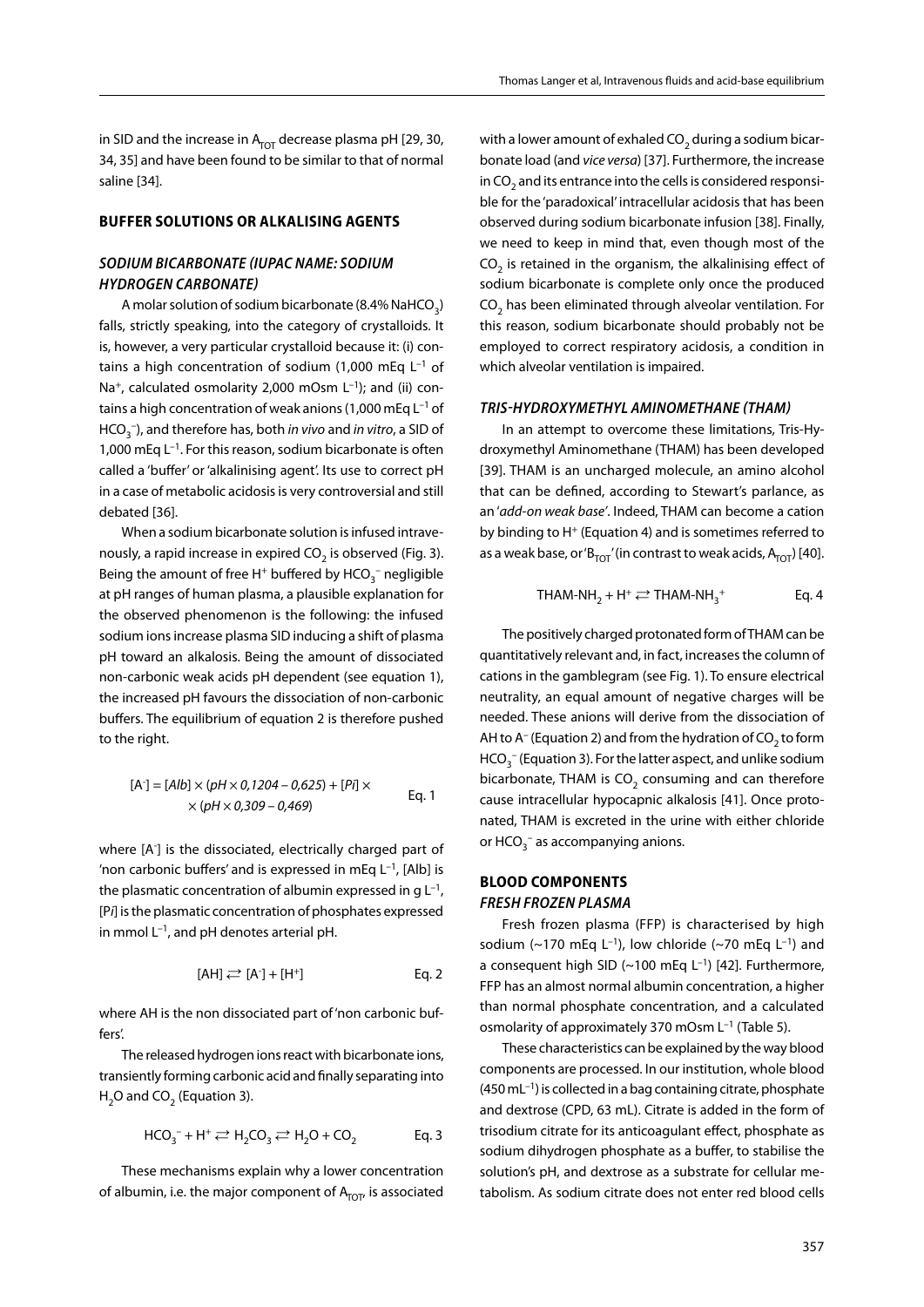in SID and the increase in $A_{TOT}$ decrease plasma pH [29, 30, 34, 35] and have been found to be similar to that of normal saline [34].

## BUFFER SOLUTIONS OR ALKALISING AGENTS

### *SODIUM BICARBONATE (IUPAC NAME: SODIUM HYDROGEN CARBONATE)*

A molar solution of sodium bicarbonate (8.4% $NaHCO_3$) falls, strictly speaking, into the category of crystalloids. It is, however, a very particular crystalloid because it: (i) contains a high concentration of sodium (1,000 mEq $L^{-1}$ of $Na^+$, calculated osmolarity 2,000 mOsm $L^{-1}$); and (ii) contains a high concentration of weak anions (1,000 mEq $L^{-1}$ of $HCO_3^-$), and therefore has, both *in vivo* and *in vitro*, a SID of 1,000 mEq $L^{-1}$. For this reason, sodium bicarbonate is often called a 'buffer' or 'alkalinising agent'. Its use to correct pH in a case of metabolic acidosis is very controversial and still debated [36].

When a sodium bicarbonate solution is infused intravenously, a rapid increase in expired $CO_2$ is observed (Fig. 3). Being the amount of free $H^+$ buffered by $HCO_3^-$ negligible at pH ranges of human plasma, a plausible explanation for the observed phenomenon is the following: the infused sodium ions increase plasma SID inducing a shift of plasma pH toward an alkalosis. Being the amount of dissociated non-carbonic weak acids pH dependent (see equation 1), the increased pH favours the dissociation of non-carbonic buffers. The equilibrium of equation 2 is therefore pushed to the right.

$$[A^-] = [Alb] \times (pH \times 0{,}1204 - 0{,}625) + [Pi] \times (pH \times 0{,}309 - 0{,}469) \qquad \text{Eq. 1}$$

where $[A^-]$ is the dissociated, electrically charged part of 'non carbonic buffers' and is expressed in mEq $L^{-1}$, [Alb] is the plasmatic concentration of albumin expressed in g $L^{-1}$, [*Pi*] is the plasmatic concentration of phosphates expressed in mmol $L^{-1}$, and pH denotes arterial pH.

$$[AH] \rightleftarrows [A^-] + [H^+] \qquad \text{Eq. 2}$$

where AH is the non dissociated part of 'non carbonic buffers'.

The released hydrogen ions react with bicarbonate ions, transiently forming carbonic acid and finally separating into $H_2O$ and $CO_2$ (Equation 3).

$$HCO_3^- + H^+ \rightleftarrows H_2CO_3 \rightleftarrows H_2O + CO_2 \qquad \text{Eq. 3}$$

These mechanisms explain why a lower concentration of albumin, i.e. the major component of $A_{TOT}$, is associated with a lower amount of exhaled $CO_2$ during a sodium bicarbonate load (and *vice versa*) [37]. Furthermore, the increase in $CO_2$ and its entrance into the cells is considered responsible for the 'paradoxical' intracellular acidosis that has been observed during sodium bicarbonate infusion [38]. Finally, we need to keep in mind that, even though most of the $CO_2$ is retained in the organism, the alkalinising effect of sodium bicarbonate is complete only once the produced $CO_2$ has been eliminated through alveolar ventilation. For this reason, sodium bicarbonate should probably not be employed to correct respiratory acidosis, a condition in which alveolar ventilation is impaired.

### *TRIS-HYDROXYMETHYL AMINOMETHANE (THAM)*

In an attempt to overcome these limitations, Tris-Hydroxymethyl Aminomethane (THAM) has been developed [39]. THAM is an uncharged molecule, an amino alcohol that can be defined, according to Stewart's parlance, as an '*add-on weak base*'. Indeed, THAM can become a cation by binding to $H^+$ (Equation 4) and is sometimes referred to as a weak base, or '$B_{TOT}$' (in contrast to weak acids, $A_{TOT}$) [40].

$$THAM\text{-}NH_2 + H^+ \rightleftarrows THAM\text{-}NH_3^+ \qquad \text{Eq. 4}$$

The positively charged protonated form of THAM can be quantitatively relevant and, in fact, increases the column of cations in the gamblegram (see Fig. 1). To ensure electrical neutrality, an equal amount of negative charges will be needed. These anions will derive from the dissociation of AH to $A^-$ (Equation 2) and from the hydration of $CO_2$ to form $HCO_3^-$ (Equation 3). For the latter aspect, and unlike sodium bicarbonate, THAM is $CO_2$ consuming and can therefore cause intracellular hypocapnic alkalosis [41]. Once protonated, THAM is excreted in the urine with either chloride or $HCO_3^-$ as accompanying anions.

## BLOOD COMPONENTS

### *FRESH FROZEN PLASMA*

Fresh frozen plasma (FFP) is characterised by high sodium (~170 mEq $L^{-1}$), low chloride (~70 mEq $L^{-1}$) and a consequent high SID (~100 mEq $L^{-1}$) [42]. Furthermore, FFP has an almost normal albumin concentration, a higher than normal phosphate concentration, and a calculated osmolarity of approximately 370 mOsm $L^{-1}$ (Table 5).

These characteristics can be explained by the way blood components are processed. In our institution, whole blood (450 $mL^{-1}$) is collected in a bag containing citrate, phosphate and dextrose (CPD, 63 mL). Citrate is added in the form of trisodium citrate for its anticoagulant effect, phosphate as sodium dihydrogen phosphate as a buffer, to stabilise the solution's pH, and dextrose as a substrate for cellular metabolism. As sodium citrate does not enter red blood cells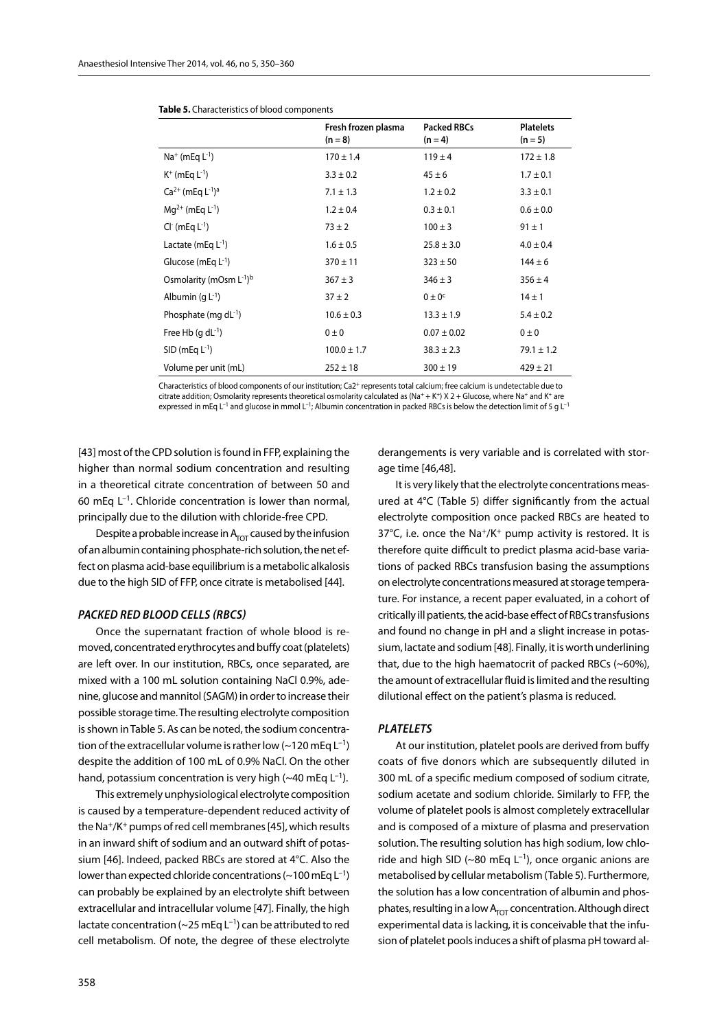**Table 5.** Characteristics of blood components

| | Fresh frozen plasma (n = 8) | Packed RBCs (n = 4) | Platelets (n = 5) |
|---|---|---|---|
| $Na^+$ (mEq $L^{-1}$) | 170 ± 1.4 | 119 ± 4 | 172 ± 1.8 |
| $K^+$ (mEq $L^{-1}$) | 3.3 ± 0.2 | 45 ± 6 | 1.7 ± 0.1 |
| $Ca^{2+}$ (mEq $L^{-1}$)[a] | 7.1 ± 1.3 | 1.2 ± 0.2 | 3.3 ± 0.1 |
| $Mg^{2+}$ (mEq $L^{-1}$) | 1.2 ± 0.4 | 0.3 ± 0.1 | 0.6 ± 0.0 |
| $Cl^-$ (mEq $L^{-1}$) | 73 ± 2 | 100 ± 3 | 91 ± 1 |
| Lactate (mEq $L^{-1}$) | 1.6 ± 0.5 | 25.8 ± 3.0 | 4.0 ± 0.4 |
| Glucose (mEq $L^{-1}$) | 370 ± 11 | 323 ± 50 | 144 ± 6 |
| Osmolarity (mOsm $L^{-1}$)[b] | 367 ± 3 | 346 ± 3 | 356 ± 4 |
| Albumin (g $L^{-1}$) | 37 ± 2 | 0 ± 0[c] | 14 ± 1 |
| Phosphate (mg $dL^{-1}$) | 10.6 ± 0.3 | 13.3 ± 1.9 | 5.4 ± 0.2 |
| Free Hb (g $dL^{-1}$) | 0 ± 0 | 0.07 ± 0.02 | 0 ± 0 |
| SID (mEq $L^{-1}$) | 100.0 ± 1.7 | 38.3 ± 2.3 | 79.1 ± 1.2 |
| Volume per unit (mL) | 252 ± 18 | 300 ± 19 | 429 ± 21 |

Characteristics of blood components of our institution; $Ca2^+$ represents total calcium; free calcium is undetectable due to citrate addition; Osmolarity represents theoretical osmolarity calculated as ($Na^+$ + $K^+$) X 2 + Glucose, where $Na^+$ and $K^+$ are expressed in mEq $L^{-1}$ and glucose in mmol $L^{-1}$; Albumin concentration in packed RBCs is below the detection limit of 5 g $L^{-1}$

[43] most of the CPD solution is found in FFP, explaining the higher than normal sodium concentration and resulting in a theoretical citrate concentration of between 50 and 60 mEq $L^{-1}$. Chloride concentration is lower than normal, principally due to the dilution with chloride-free CPD.

Despite a probable increase in $A_{TOT}$ caused by the infusion of an albumin containing phosphate-rich solution, the net effect on plasma acid-base equilibrium is a metabolic alkalosis due to the high SID of FFP, once citrate is metabolised [44].

### *PACKED RED BLOOD CELLS (RBCS)*

Once the supernatant fraction of whole blood is removed, concentrated erythrocytes and buffy coat (platelets) are left over. In our institution, RBCs, once separated, are mixed with a 100 mL solution containing NaCl 0.9%, adenine, glucose and mannitol (SAGM) in order to increase their possible storage time. The resulting electrolyte composition is shown in Table 5. As can be noted, the sodium concentration of the extracellular volume is rather low (~120 mEq $L^{-1}$) despite the addition of 100 mL of 0.9% NaCl. On the other hand, potassium concentration is very high (~40 mEq $L^{-1}$).

This extremely unphysiological electrolyte composition is caused by a temperature-dependent reduced activity of the $Na^+/K^+$ pumps of red cell membranes [45], which results in an inward shift of sodium and an outward shift of potassium [46]. Indeed, packed RBCs are stored at 4°C. Also the lower than expected chloride concentrations (~100 mEq $L^{-1}$) can probably be explained by an electrolyte shift between extracellular and intracellular volume [47]. Finally, the high lactate concentration (~25 mEq $L^{-1}$) can be attributed to red cell metabolism. Of note, the degree of these electrolyte derangements is very variable and is correlated with storage time [46,48].

It is very likely that the electrolyte concentrations measured at 4°C (Table 5) differ significantly from the actual electrolyte composition once packed RBCs are heated to 37°C, i.e. once the $Na^+/K^+$ pump activity is restored. It is therefore quite difficult to predict plasma acid-base variations of packed RBCs transfusion basing the assumptions on electrolyte concentrations measured at storage temperature. For instance, a recent paper evaluated, in a cohort of critically ill patients, the acid-base effect of RBCs transfusions and found no change in pH and a slight increase in potassium, lactate and sodium [48]. Finally, it is worth underlining that, due to the high haematocrit of packed RBCs (~60%), the amount of extracellular fluid is limited and the resulting dilutional effect on the patient's plasma is reduced.

### *PLATELETS*

At our institution, platelet pools are derived from buffy coats of five donors which are subsequently diluted in 300 mL of a specific medium composed of sodium citrate, sodium acetate and sodium chloride. Similarly to FFP, the volume of platelet pools is almost completely extracellular and is composed of a mixture of plasma and preservation solution. The resulting solution has high sodium, low chloride and high SID (~80 mEq $L^{-1}$), once organic anions are metabolised by cellular metabolism (Table 5). Furthermore, the solution has a low concentration of albumin and phosphates, resulting in a low $A_{TOT}$ concentration. Although direct experimental data is lacking, it is conceivable that the infusion of platelet pools induces a shift of plasma pH toward al-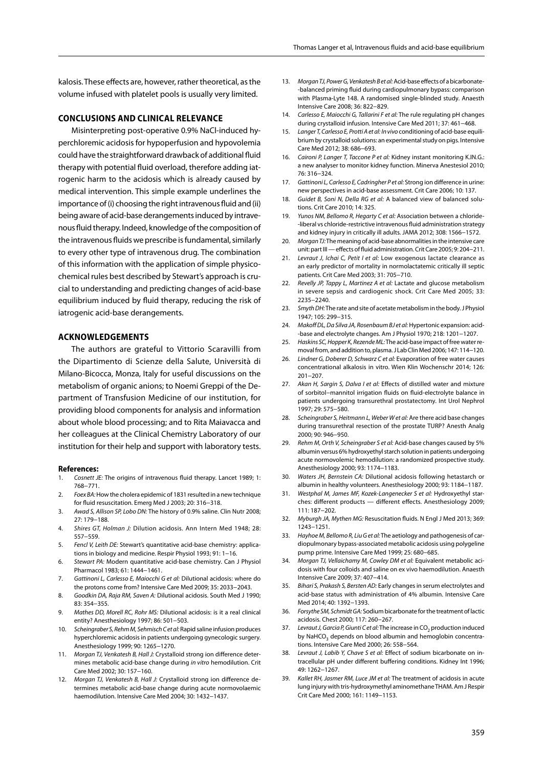kalosis. These effects are, however, rather theoretical, as the volume infused with platelet pools is usually very limited.

## CONCLUSIONS AND CLINICAL RELEVANCE

Misinterpreting post-operative 0.9% NaCl-induced hyperchloremic acidosis for hypoperfusion and hypovolemia could have the straightforward drawback of additional fluid therapy with potential fluid overload, therefore adding iatrogenic harm to the acidosis which is already caused by medical intervention. This simple example underlines the importance of (i) choosing the right intravenous fluid and (ii) being aware of acid-base derangements induced by intravenous fluid therapy. Indeed, knowledge of the composition of the intravenous fluids we prescribe is fundamental, similarly to every other type of intravenous drug. The combination of this information with the application of simple physicochemical rules best described by Stewart's approach is crucial to understanding and predicting changes of acid-base equilibrium induced by fluid therapy, reducing the risk of iatrogenic acid-base derangements.

## ACKNOWLEDGEMENTS

The authors are grateful to Vittorio Scaravilli from the Dipartimento di Scienze della Salute, Università di Milano-Bicocca, Monza, Italy for useful discussions on the metabolism of organic anions; to Noemi Greppi of the Department of Transfusion Medicine of our institution, for providing blood components for analysis and information about whole blood processing; and to Rita Maiavacca and her colleagues at the Clinical Chemistry Laboratory of our institution for their help and support with laboratory tests.

### References:

1. *Cosnett JE:* The origins of intravenous fluid therapy. Lancet 1989; 1: 768–771.
2. *Foex BA:* How the cholera epidemic of 1831 resulted in a new technique for fluid resuscitation. Emerg Med J 2003; 20: 316–318.
3. *Awad S, Allison SP, Lobo DN:* The history of 0.9% saline. Clin Nutr 2008; 27: 179–188.
4. *Shires GT, Holman J:* Dilution acidosis. Ann Intern Med 1948; 28: 557–559.
5. *Fencl V, Leith DE:* Stewart's quantitative acid-base chemistry: applications in biology and medicine. Respir Physiol 1993; 91: 1–16.
6. *Stewart PA:* Modern quantitative acid-base chemistry. Can J Physiol Pharmacol 1983; 61: 1444–1461.
7. *Gattinoni L, Carlesso E, Maiocchi G et al:* Dilutional acidosis: where do the protons come from? Intensive Care Med 2009; 35: 2033–2043.
8. *Goodkin DA, Raja RM, Saven A:* Dilutional acidosis. South Med J 1990; 83: 354–355.
9. *Mathes DD, Morell RC, Rohr MS:* Dilutional acidosis: is it a real clinical entity? Anesthesiology 1997; 86: 501–503.
10. *Scheingraber S, Rehm M, Sehmisch C et al:* Rapid saline infusion produces hyperchloremic acidosis in patients undergoing gynecologic surgery. Anesthesiology 1999; 90: 1265–1270.
11. *Morgan TJ, Venkatesh B, Hall J:* Crystalloid strong ion difference determines metabolic acid-base change during *in vitro* hemodilution. Crit Care Med 2002; 30: 157–160.
12. *Morgan TJ, Venkatesh B, Hall J:* Crystalloid strong ion difference determines metabolic acid-base change during acute normovolaemic haemodilution. Intensive Care Med 2004; 30: 1432–1437.
13. *Morgan TJ, Power G, Venkatesh B et al:* Acid-base effects of a bicarbonate-balanced priming fluid during cardiopulmonary bypass: comparison with Plasma-Lyte 148. A randomised single-blinded study. Anaesth Intensive Care 2008; 36: 822–829.
14. *Carlesso E, Maiocchi G, Tallarini F et al:* The rule regulating pH changes during crystalloid infusion. Intensive Care Med 2011; 37: 461–468.
15. *Langer T, Carlesso E, Protti A et al: In vivo* conditioning of acid-base equilibrium by crystalloid solutions: an experimental study on pigs. Intensive Care Med 2012; 38: 686–693.
16. *Caironi P, Langer T, Taccone P et al:* Kidney instant monitoring K.IN.G.: a new analyser to monitor kidney function. Minerva Anestesiol 2010; 76: 316–324.
17. *Gattinoni L, Carlesso E, Cadringher P et al:* Strong ion difference in urine: new perspectives in acid-base assessment. Crit Care 2006; 10: 137.
18. *Guidet B, Soni N, Della RG et al:* A balanced view of balanced solutions. Crit Care 2010; 14: 325.
19. *Yunos NM, Bellomo R, Hegarty C et al:* Association between a chloride-liberal vs chloride-restrictive intravenous fluid administration strategy and kidney injury in critically ill adults. JAMA 2012; 308: 1566–1572.
20. *Morgan TJ:* The meaning of acid-base abnormalities in the intensive care unit: part III — effects of fluid administration. Crit Care 2005; 9: 204–211.
21. *Levraut J, Ichai C, Petit I et al:* Low exogenous lactate clearance as an early predictor of mortality in normolactatemic critically ill septic patients. Crit Care Med 2003; 31: 705–710.
22. *Revelly JP, Tappy L, Martinez A et al:* Lactate and glucose metabolism in severe sepsis and cardiogenic shock. Crit Care Med 2005; 33: 2235–2240.
23. *Smyth DH:* The rate and site of acetate metabolism in the body. J Physiol 1947; 105: 299–315.
24. *Makoff DL, Da Silva JA, Rosenbaum BJ et al:* Hypertonic expansion: acid-base and electrolyte changes. Am J Physiol 1970; 218: 1201–1207.
25. *Haskins SC, Hopper K, Rezende ML:* The acid-base impact of free water removal from, and addition to, plasma. J Lab Clin Med 2006; 147: 114–120.
26. *Lindner G, Doberer D, Schwarz C et al:* Evaporation of free water causes concentrational alkalosis in vitro. Wien Klin Wochenschr 2014; 126: 201–207.
27. *Akan H, Sargin S, Dalva I et al:* Effects of distilled water and mixture of sorbitol–mannitol irrigation fluids on fluid-electrolyte balance in patients undergoing transurethral prostatectomy. Int Urol Nephrol 1997; 29: 575–580.
28. *Scheingraber S, Heitmann L, Weber W et al:* Are there acid base changes during transurethral resection of the prostate TURP? Anesth Analg 2000; 90: 946–950.
29. *Rehm M, Orth V, Scheingraber S et al:* Acid-base changes caused by 5% albumin versus 6% hydroxyethyl starch solution in patients undergoing acute normovolemic hemodilution: a randomized prospective study. Anesthesiology 2000; 93: 1174–1183.
30. *Waters JH, Bernstein CA:* Dilutional acidosis following hetastarch or albumin in healthy volunteers. Anesthesiology 2000; 93: 1184–1187.
31. *Westphal M, James MF, Kozek-Langenecker S et al:* Hydroxyethyl starches: different products — different effects. Anesthesiology 2009; 111: 187–202.
32. *Myburgh JA, Mythen MG:* Resuscitation fluids. N Engl J Med 2013; 369: 1243–1251.
33. *Hayhoe M, Bellomo R, Liu G et al:* The aetiology and pathogenesis of cardiopulmonary bypass-associated metabolic acidosis using polygeline pump prime. Intensive Care Med 1999; 25: 680–685.
34. *Morgan TJ, Vellaichamy M, Cowley DM et al:* Equivalent metabolic acidosis with four colloids and saline on ex vivo haemodilution. Anaesth Intensive Care 2009; 37: 407–414.
35. *Bihari S, Prakash S, Bersten AD:* Early changes in serum electrolytes and acid-base status with administration of 4% albumin. Intensive Care Med 2014; 40: 1392–1393.
36. *Forsythe SM, Schmidt GA:* Sodium bicarbonate for the treatment of lactic acidosis. Chest 2000; 117: 260–267.
37. *Levraut J, Garcia P, Giunti C et al:* The increase in $CO_2$ production induced by $NaHCO_3$ depends on blood albumin and hemoglobin concentrations. Intensive Care Med 2000; 26: 558–564.
38. *Levraut J, Labib Y, Chave S et al:* Effect of sodium bicarbonate on intracellular pH under different buffering conditions. Kidney Int 1996; 49: 1262–1267.
39. *Kallet RH, Jasmer RM, Luce JM et al:* The treatment of acidosis in acute lung injury with tris-hydroxymethyl aminomethane THAM. Am J Respir Crit Care Med 2000; 161: 1149–1153.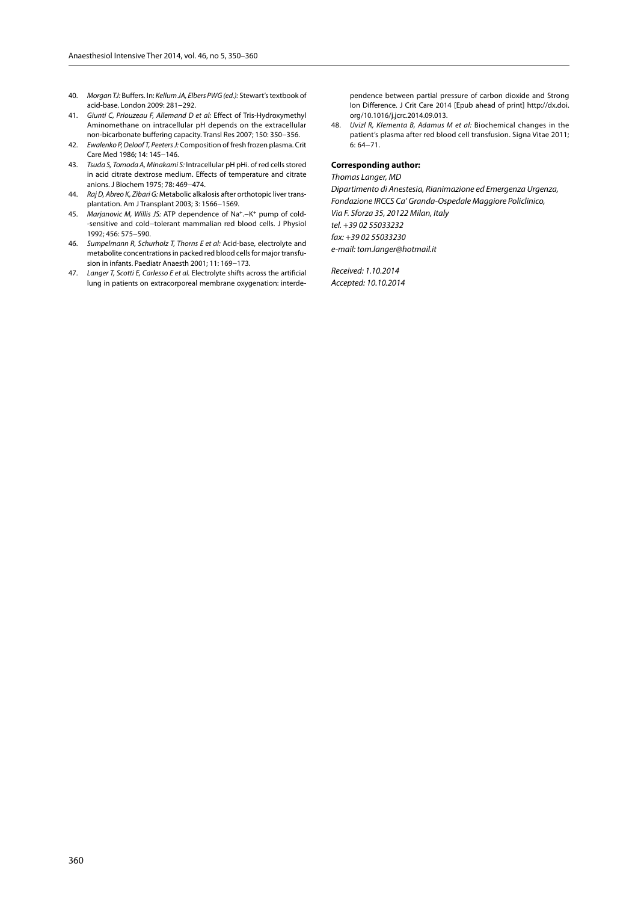40. *Morgan TJ:* Buffers. In: *Kellum JA, Elbers PWG (ed.):* Stewart's textbook of acid-base. London 2009: 281–292.
41. *Giunti C, Priouzeau F, Allemand D et al:* Effect of Tris-Hydroxymethyl Aminomethane on intracellular pH depends on the extracellular non-bicarbonate buffering capacity. Transl Res 2007; 150: 350–356.
42. *Ewalenko P, Deloof T, Peeters J:* Composition of fresh frozen plasma. Crit Care Med 1986; 14: 145–146.
43. *Tsuda S, Tomoda A, Minakami S:* Intracellular pH pHi. of red cells stored in acid citrate dextrose medium. Effects of temperature and citrate anions. J Biochem 1975; 78: 469–474.
44. *Raj D, Abreo K, Zibari G:* Metabolic alkalosis after orthotopic liver transplantation. Am J Transplant 2003; 3: 1566–1569.
45. *Marjanovic M, Willis JS:* ATP dependence of $Na^{+}$.–$K^{+}$ pump of cold--sensitive and cold–tolerant mammalian red blood cells. J Physiol 1992; 456: 575–590.
46. *Sumpelmann R, Schurholz T, Thorns E et al:* Acid-base, electrolyte and metabolite concentrations in packed red blood cells for major transfusion in infants. Paediatr Anaesth 2001; 11: 169–173.
47. *Langer T, Scotti E, Carlesso E et al.* Electrolyte shifts across the artificial lung in patients on extracorporeal membrane oxygenation: interdependence between partial pressure of carbon dioxide and Strong Ion Difference. J Crit Care 2014 [Epub ahead of print] http://dx.doi.org/10.1016/j.jcrc.2014.09.013.
48. *Uvizl R, Klementa B, Adamus M et al:* Biochemical changes in the patient's plasma after red blood cell transfusion. Signa Vitae 2011; 6: 64–71.

**Corresponding author:**

*Thomas Langer, MD*
*Dipartimento di Anestesia, Rianimazione ed Emergenza Urgenza,*
*Fondazione IRCCS Ca' Granda-Ospedale Maggiore Policlinico,*
*Via F. Sforza 35, 20122 Milan, Italy*
*tel. +39 02 55033232*
*fax: +39 02 55033230*
*e-mail: tom.langer@hotmail.it*

*Received: 1.10.2014*
*Accepted: 10.10.2014*